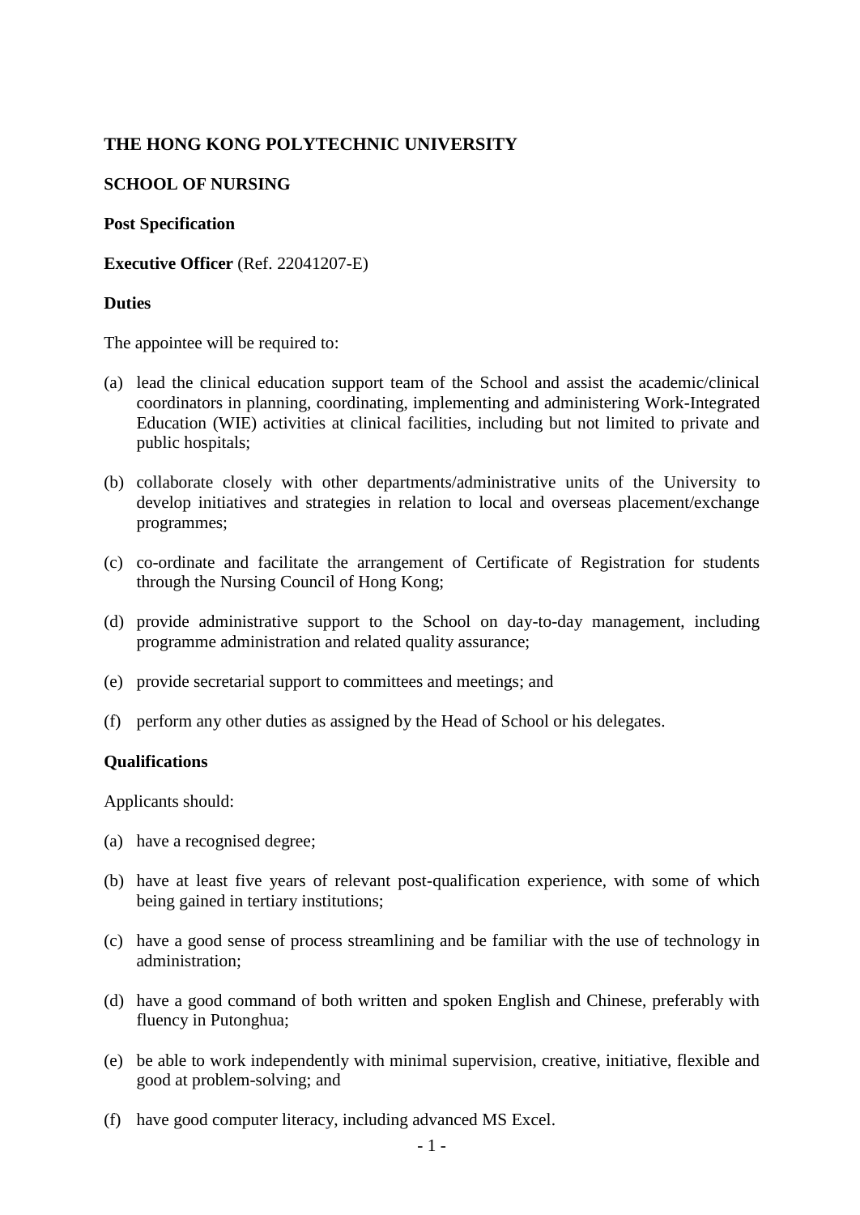**THE HONG KONG POLYTECHNIC UNIVERSITY**

**SCHOOL OF NURSING**

**Post Specification**

**Executive Officer** (Ref. 22041207-E)

**Duties**

The appointee will be required to:

(a) lead the clinical education support team of the School and assist the academic/clinical coordinators in planning, coordinating, implementing and administering Work-Integrated Education (WIE) activities at clinical facilities, including but not limited to private and public hospitals;

(b) collaborate closely with other departments/administrative units of the University to develop initiatives and strategies in relation to local and overseas placement/exchange programmes;

(c) co-ordinate and facilitate the arrangement of Certificate of Registration for students through the Nursing Council of Hong Kong;

(d) provide administrative support to the School on day-to-day management, including programme administration and related quality assurance;

(e) provide secretarial support to committees and meetings; and

(f) perform any other duties as assigned by the Head of School or his delegates.

**Qualifications**

Applicants should:

(a) have a recognised degree;

(b) have at least five years of relevant post-qualification experience, with some of which being gained in tertiary institutions;

(c) have a good sense of process streamlining and be familiar with the use of technology in administration;

(d) have a good command of both written and spoken English and Chinese, preferably with fluency in Putonghua;

(e) be able to work independently with minimal supervision, creative, initiative, flexible and good at problem-solving; and

(f) have good computer literacy, including advanced MS Excel.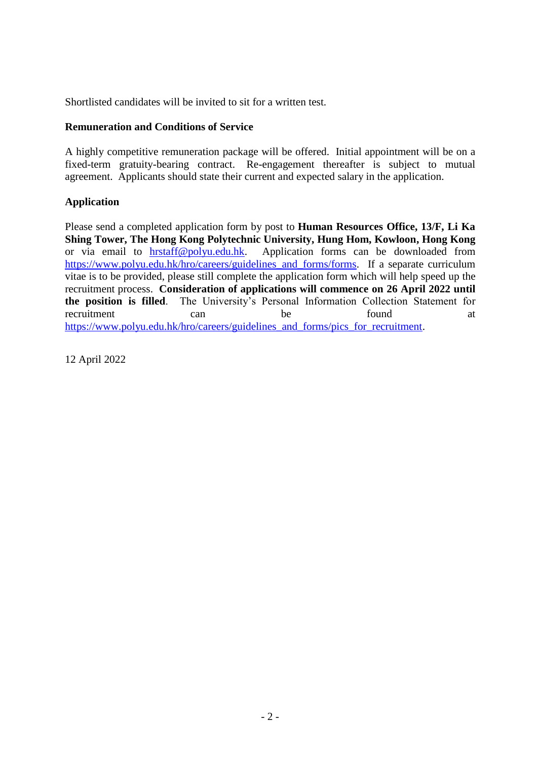Shortlisted candidates will be invited to sit for a written test.

**Remuneration and Conditions of Service**

A highly competitive remuneration package will be offered. Initial appointment will be on a fixed-term gratuity-bearing contract. Re-engagement thereafter is subject to mutual agreement. Applicants should state their current and expected salary in the application.

**Application**

Please send a completed application form by post to **Human Resources Office, 13/F, Li Ka Shing Tower, The Hong Kong Polytechnic University, Hung Hom, Kowloon, Hong Kong** or via email to hrstaff@polyu.edu.hk. Application forms can be downloaded from https://www.polyu.edu.hk/hro/careers/guidelines_and_forms/forms. If a separate curriculum vitae is to be provided, please still complete the application form which will help speed up the recruitment process. **Consideration of applications will commence on 26 April 2022 until the position is filled**. The University's Personal Information Collection Statement for recruitment can be found at https://www.polyu.edu.hk/hro/careers/guidelines_and_forms/pics_for_recruitment.

12 April 2022